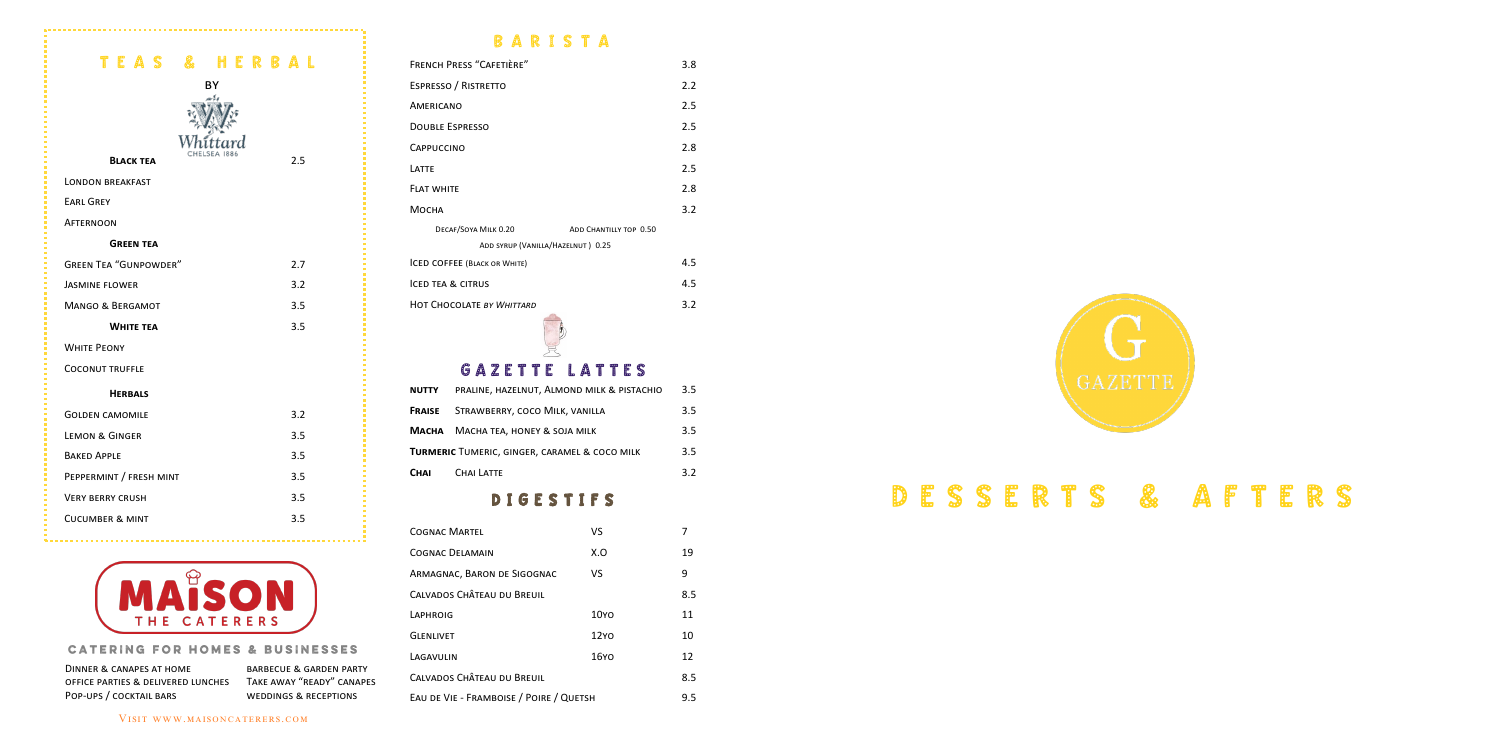## TEAS & HERBAL

BY Whittard CHELSEA 1886

| | |
|---|---|
| **BLACK TEA** | 2.5 |
| LONDON BREAKFAST | |
| EARL GREY | |
| AFTERNOON | |
| **GREEN TEA** | |
| GREEN TEA "GUNPOWDER" | 2.7 |
| JASMINE FLOWER | 3.2 |
| MANGO & BERGAMOT | 3.5 |
| **WHITE TEA** | 3.5 |
| WHITE PEONY | |
| COCONUT TRUFFLE | |
| **HERBALS** | |
| GOLDEN CAMOMILE | 3.2 |
| LEMON & GINGER | 3.5 |
| BAKED APPLE | 3.5 |
| PEPPERMINT / FRESH MINT | 3.5 |
| VERY BERRY CRUSH | 3.5 |
| CUCUMBER & MINT | 3.5 |

## MAISON THE CATERERS

### CATERING FOR HOMES & BUSINESSES

- DINNER & CANAPES AT HOME
- OFFICE PARTIES & DELIVERED LUNCHES
- POP-UPS / COCKTAIL BARS
- BARBECUE & GARDEN PARTY
- TAKE AWAY "READY" CANAPES
- WEDDINGS & RECEPTIONS

VISIT WWW.MAISONCATERERS.COM

## BARISTA

| | |
|---|---|
| FRENCH PRESS "CAFETIÈRE" | 3.8 |
| ESPRESSO / RISTRETTO | 2.2 |
| AMERICANO | 2.5 |
| DOUBLE ESPRESSO | 2.5 |
| CAPPUCCINO | 2.8 |
| LATTE | 2.5 |
| FLAT WHITE | 2.8 |
| MOCHA | 3.2 |

DECAF/SOYA MILK 0.20 — ADD CHANTILLY TOP 0.50
ADD SYRUP (VANILLA/HAZELNUT) 0.25

| | |
|---|---|
| ICED COFFEE (BLACK OR WHITE) | 4.5 |
| ICED TEA & CITRUS | 4.5 |
| HOT CHOCOLATE *BY WHITTARD* | 3.2 |

## GAZETTE LATTES

| | | |
|---|---|---|
| **NUTTY** | PRALINE, HAZELNUT, ALMOND MILK & PISTACHIO | 3.5 |
| **FRAISE** | STRAWBERRY, COCO MILK, VANILLA | 3.5 |
| **MACHA** | MACHA TEA, HONEY & SOJA MILK | 3.5 |
| **TURMERIC** | TUMERIC, GINGER, CARAMEL & COCO MILK | 3.5 |
| **CHAI** | CHAI LATTE | 3.2 |

## DIGESTIFS

| | | |
|---|---|---|
| COGNAC MARTEL | VS | 7 |
| COGNAC DELAMAIN | X.O | 19 |
| ARMAGNAC, BARON DE SIGOGNAC | VS | 9 |
| CALVADOS CHÂTEAU DU BREUIL | | 8.5 |
| LAPHROIG | 10YO | 11 |
| GLENLIVET | 12YO | 10 |
| LAGAVULIN | 16YO | 12 |
| CALVADOS CHÂTEAU DU BREUIL | | 8.5 |
| EAU DE VIE - FRAMBOISE / POIRE / QUETSH | | 9.5 |

G GAZETTE

# DESSERTS & AFTERS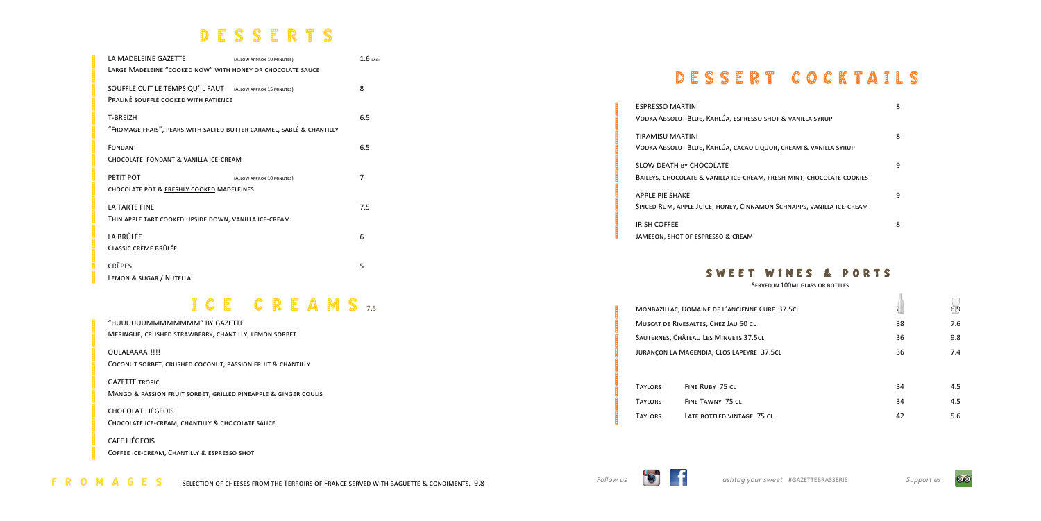# DESSERTS

| | |
|---|---|
| LA MADELEINE GAZETTE (ALLOW APPROX 10 MINUTES)<br>LARGE MADELEINE "COOKED NOW" WITH HONEY OR CHOCOLATE SAUCE | 1.6 EACH |
| SOUFFLÉ CUIT LE TEMPS QU'IL FAUT (ALLOW APPROX 15 MINUTES)<br>PRALINÉ SOUFFLÉ COOKED WITH PATIENCE | 8 |
| T-BREIZH<br>"FROMAGE FRAIS", PEARS WITH SALTED BUTTER CARAMEL, SABLÉ & CHANTILLY | 6.5 |
| FONDANT<br>CHOCOLATE FONDANT & VANILLA ICE-CREAM | 6.5 |
| PETIT POT (ALLOW APPROX 10 MINUTES)<br>CHOCOLATE POT & FRESHLY COOKED MADELEINES | 7 |
| LA TARTE FINE<br>THIN APPLE TART COOKED UPSIDE DOWN, VANILLA ICE-CREAM | 7.5 |
| LA BRÛLÉE<br>CLASSIC CRÈME BRÛLÉE | 6 |
| CRÊPES<br>LEMON & SUGAR / NUTELLA | 5 |

# ICE CREAMS 7.5

"HUUUUUUMMMMMMMM" BY GAZETTE
MERINGUE, CRUSHED STRAWBERRY, CHANTILLY, LEMON SORBET

OULALAAAA!!!!!
COCONUT SORBET, CRUSHED COCONUT, PASSION FRUIT & CHANTILLY

GAZETTE TROPIC
MANGO & PASSION FRUIT SORBET, GRILLED PINEAPPLE & GINGER COULIS

CHOCOLAT LIÉGEOIS
CHOCOLATE ICE-CREAM, CHANTILLY & CHOCOLATE SAUCE

CAFE LIÉGEOIS
COFFEE ICE-CREAM, CHANTILLY & ESPRESSO SHOT

**FROMAGES** SELECTION OF CHEESES FROM THE TERROIRS OF FRANCE SERVED WITH BAGUETTE & CONDIMENTS. 9.8

# DESSERT COCKTAILS

| | |
|---|---|
| ESPRESSO MARTINI<br>VODKA ABSOLUT BLUE, KAHLÚA, ESPRESSO SHOT & VANILLA SYRUP | 8 |
| TIRAMISU MARTINI<br>VODKA ABSOLUT BLUE, KAHLÚA, CACAO LIQUOR, CREAM & VANILLA SYRUP | 8 |
| SLOW DEATH BY CHOCOLATE<br>BAILEYS, CHOCOLATE & VANILLA ICE-CREAM, FRESH MINT, CHOCOLATE COOKIES | 9 |
| APPLE PIE SHAKE<br>SPICED RUM, APPLE JUICE, HONEY, CINNAMON SCHNAPPS, VANILLA ICE-CREAM | 9 |
| IRISH COFFEE<br>JAMESON, SHOT OF ESPRESSO & CREAM | 8 |

## SWEET WINES & PORTS

SERVED IN 100ML GLASS OR BOTTLES

| | | | |
|---|---|---|---|
| MONBAZILLAC, DOMAINE DE L'ANCIENNE CURE 37.5CL | | 2 | 6.9 |
| MUSCAT DE RIVESALTES, CHEZ JAU 50 CL | | 38 | 7.6 |
| SAUTERNES, CHÂTEAU LES MINGETS 37.5CL | | 36 | 9.8 |
| JURANÇON LA MAGENDIA, CLOS LAPEYRE 37.5CL | | 36 | 7.4 |
| TAYLORS | FINE RUBY 75 CL | 34 | 4.5 |
| TAYLORS | FINE TAWNY 75 CL | 34 | 4.5 |
| TAYLORS | LATE BOTTLED VINTAGE 75 CL | 42 | 5.6 |

*Follow us* *ashtag your sweet* #GAZETTEBRASSERIE *Support us*